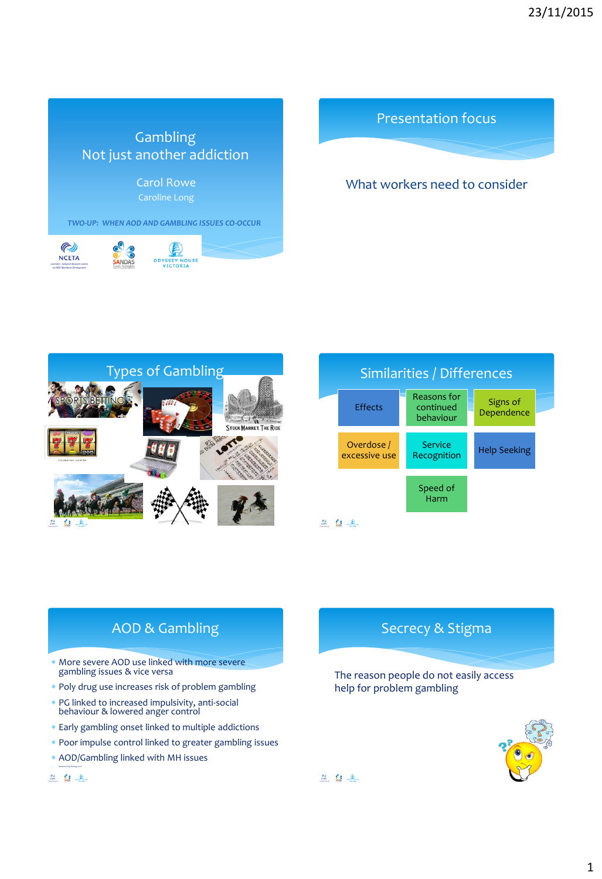# Gambling
## Not just another addiction

Carol Rowe

Caroline Long

*TWO-UP: WHEN AOD AND GAMBLING ISSUES CO-OCCUR*

NCETA

SANDAS

ODYSSEY HOUSE VICTORIA

## Presentation focus

What workers need to consider

## Types of Gambling

SPORTS BETTING

Stock Market The Ride

LOTTO

## Similarities / Differences

- Effects
- Reasons for continued behaviour
- Signs of Dependence
- Overdose / excessive use
- Service Recognition
- Help Seeking
- Speed of Harm

## AOD & Gambling

- More severe AOD use linked with more severe gambling issues & vice versa
- Poly drug use increases risk of problem gambling
- PG linked to increased impulsivity, anti-social behaviour & lowered anger control
- Early gambling onset linked to multiple addictions
- Poor impulse control linked to greater gambling issues
- AOD/Gambling linked with MH issues

## Secrecy & Stigma

The reason people do not easily access help for problem gambling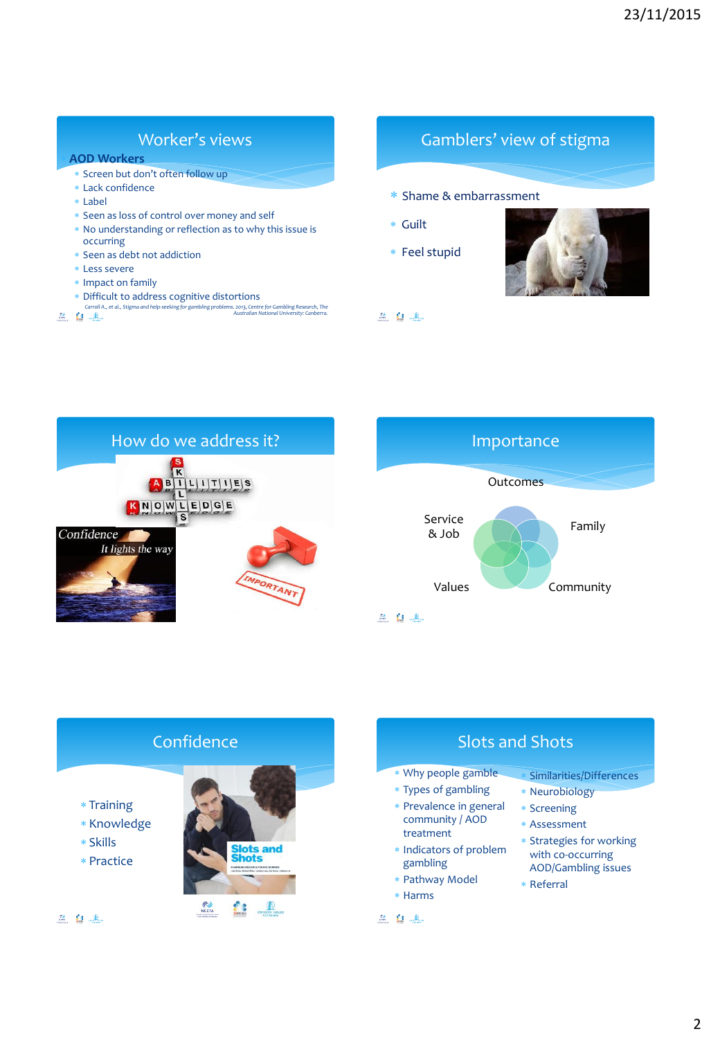## Worker's views

**AOD Workers**

- Screen but don't often follow up
- Lack confidence
- Label
- Seen as loss of control over money and self
- No understanding or reflection as to why this issue is occurring
- Seen as debt not addiction
- Less severe
- Impact on family
- Difficult to address cognitive distortions

*Carroll A., et al., Stigma and help-seeking for gambling problems. 2013, Centre for Gambling Research, The Australian National University: Canberra.*

## Gamblers' view of stigma

- Shame & embarrassment
- Guilt
- Feel stupid

## How do we address it?

## Importance

Outcomes

Service & Job

Family

Values

Community

## Confidence

- Training
- Knowledge
- Skills
- Practice

## Slots and Shots

- Why people gamble
- Types of gambling
- Prevalence in general community / AOD treatment
- Indicators of problem gambling
- Pathway Model
- Harms
- Similarities/Differences
- Neurobiology
- Screening
- Assessment
- Strategies for working with co-occurring AOD/Gambling issues
- Referral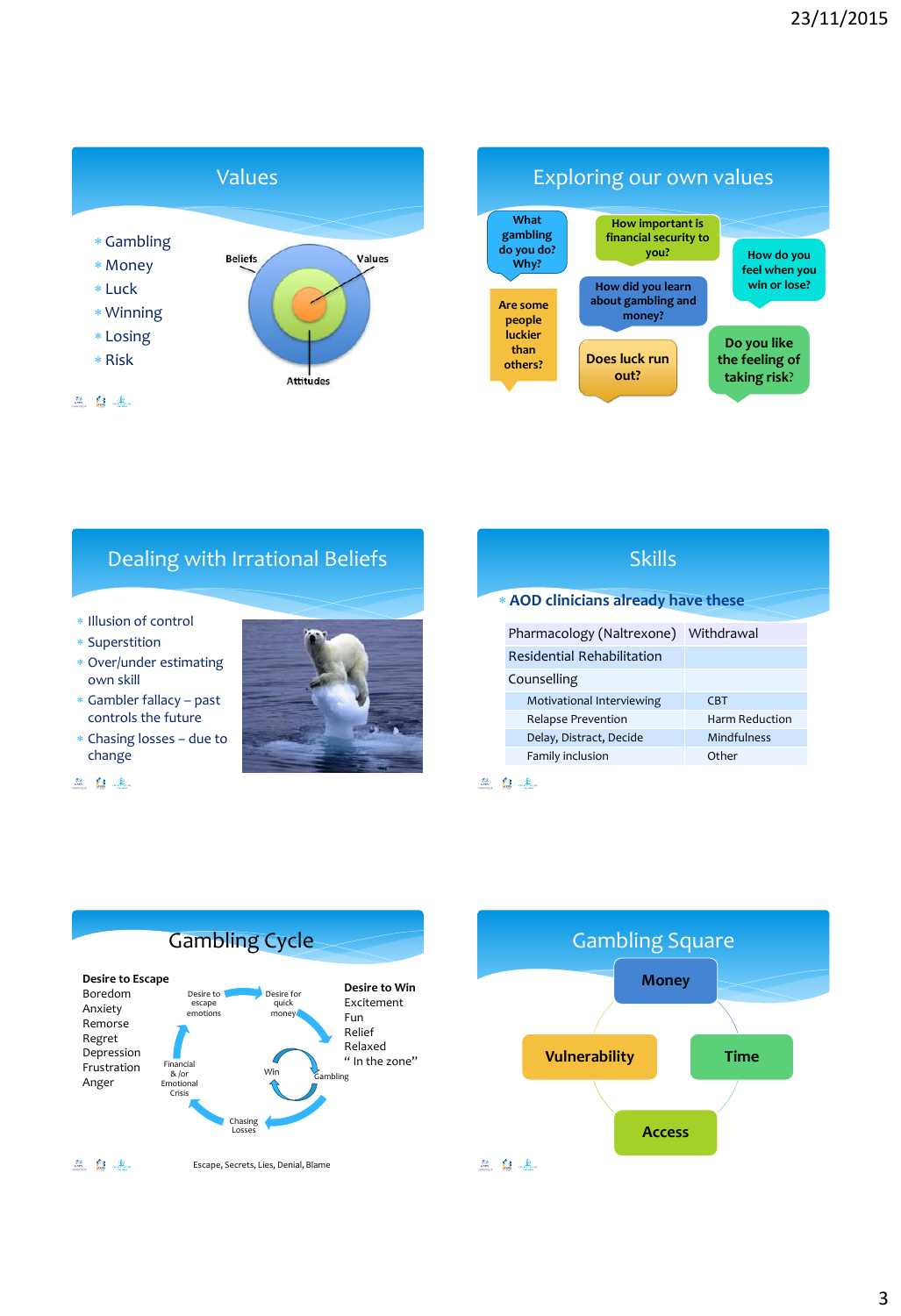## Values

- Gambling
- Money
- Luck
- Winning
- Losing
- Risk

Beliefs

Values

Attitudes

## Exploring our own values

What gambling do you do? Why?

How important is financial security to you?

How do you feel when you win or lose?

Are some people luckier than others?

How did you learn about gambling and money?

Does luck run out?

Do you like the feeling of taking risk?

## Dealing with Irrational Beliefs

- Illusion of control
- Superstition
- Over/under estimating own skill
- Gambler fallacy – past controls the future
- Chasing losses – due to change

## Skills

- **AOD clinicians already have these**

| Pharmacology (Naltrexone) | Withdrawal |
|---|---|
| Residential Rehabilitation | |
| Counselling | |
| Motivational Interviewing | CBT |
| Relapse Prevention | Harm Reduction |
| Delay, Distract, Decide | Mindfulness |
| Family inclusion | Other |

## Gambling Cycle

**Desire to Escape**
Boredom
Anxiety
Remorse
Regret
Depression
Frustration
Anger

**Desire to Win**
Excitement
Fun
Relief
Relaxed
" In the zone"

Desire to escape emotions → Desire for quick money → Gambling → Win → Chasing Losses → Financial & /or Emotional Crisis

Escape, Secrets, Lies, Denial, Blame

## Gambling Square

Money

Vulnerability

Time

Access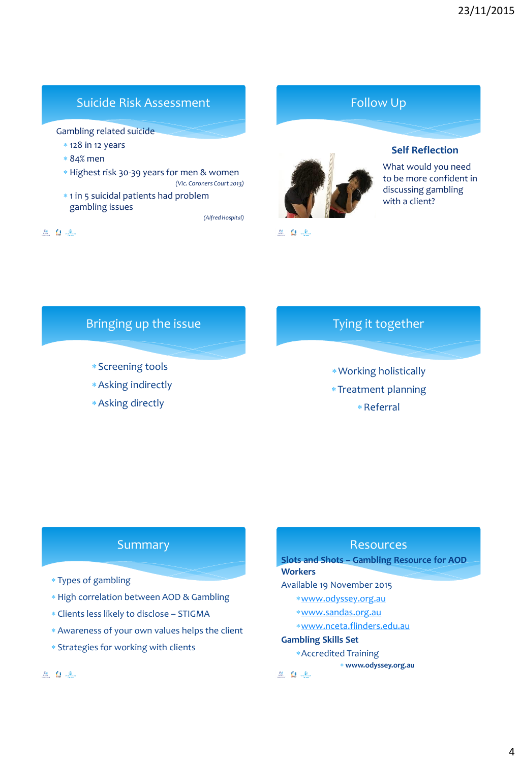## Suicide Risk Assessment

Gambling related suicide

- 128 in 12 years
- 84% men
- Highest risk 30-39 years for men & women

*(Vic. Coroners Court 2013)*

- 1 in 5 suicidal patients had problem gambling issues

*(Alfred Hospital)*

## Follow Up

**Self Reflection**

What would you need to be more confident in discussing gambling with a client?

## Bringing up the issue

- Screening tools
- Asking indirectly
- Asking directly

## Tying it together

- Working holistically
- Treatment planning
- Referral

## Summary

- Types of gambling
- High correlation between AOD & Gambling
- Clients less likely to disclose – STIGMA
- Awareness of your own values helps the client
- Strategies for working with clients

## Resources

**Slots and Shots – Gambling Resource for AOD Workers**

Available 19 November 2015

- www.odyssey.org.au
- www.sandas.org.au
- www.nceta.flinders.edu.au

**Gambling Skills Set**

- Accredited Training
  - **www.odyssey.org.au**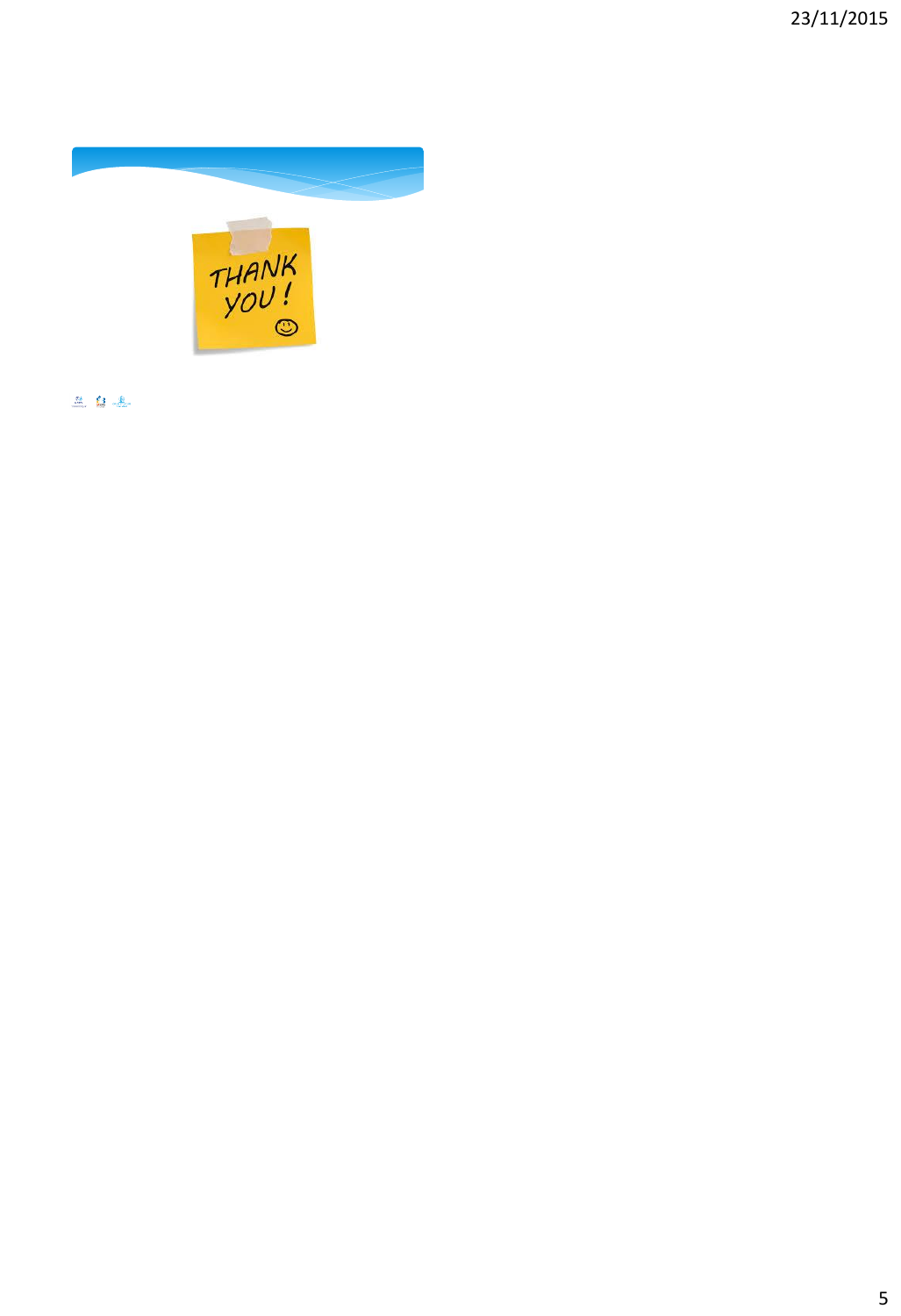THANK YOU!